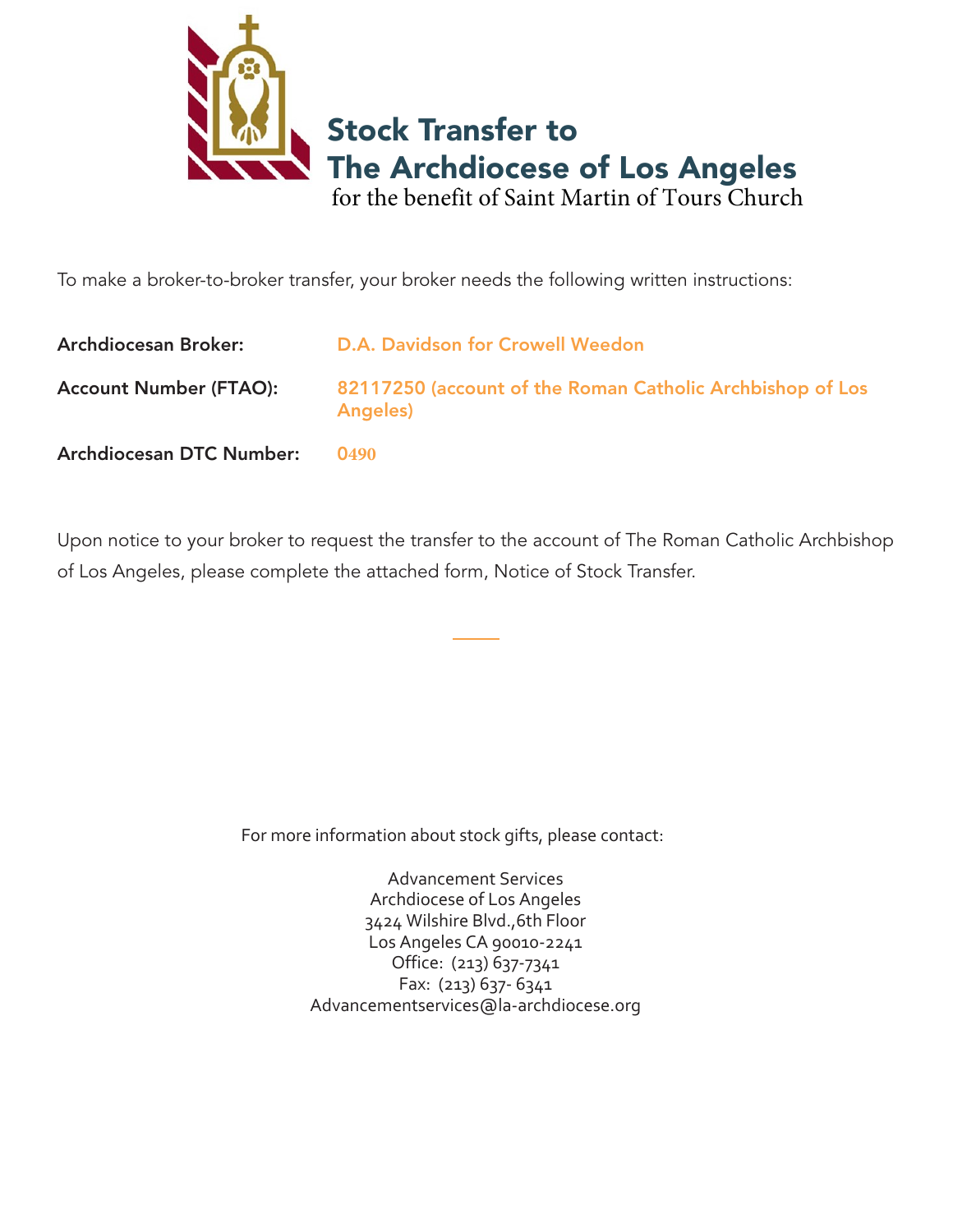# Stock Transfer to The Archdiocese of Los Angeles

for the benefit of Saint Martin of Tours Church

To make a broker-to-broker transfer, your broker needs the following written instructions:

**Archdiocesan Broker:** D.A. Davidson for Crowell Weedon

**Account Number (FTAO):** 82117250 (account of the Roman Catholic Archbishop of Los Angeles)

**Archdiocesan DTC Number:** 0490

Upon notice to your broker to request the transfer to the account of The Roman Catholic Archbishop of Los Angeles, please complete the attached form, Notice of Stock Transfer.

---

For more information about stock gifts, please contact:

Advancement Services
Archdiocese of Los Angeles
3424 Wilshire Blvd.,6th Floor
Los Angeles CA 90010-2241
Office: (213) 637-7341
Fax: (213) 637- 6341
Advancementservices@la-archdiocese.org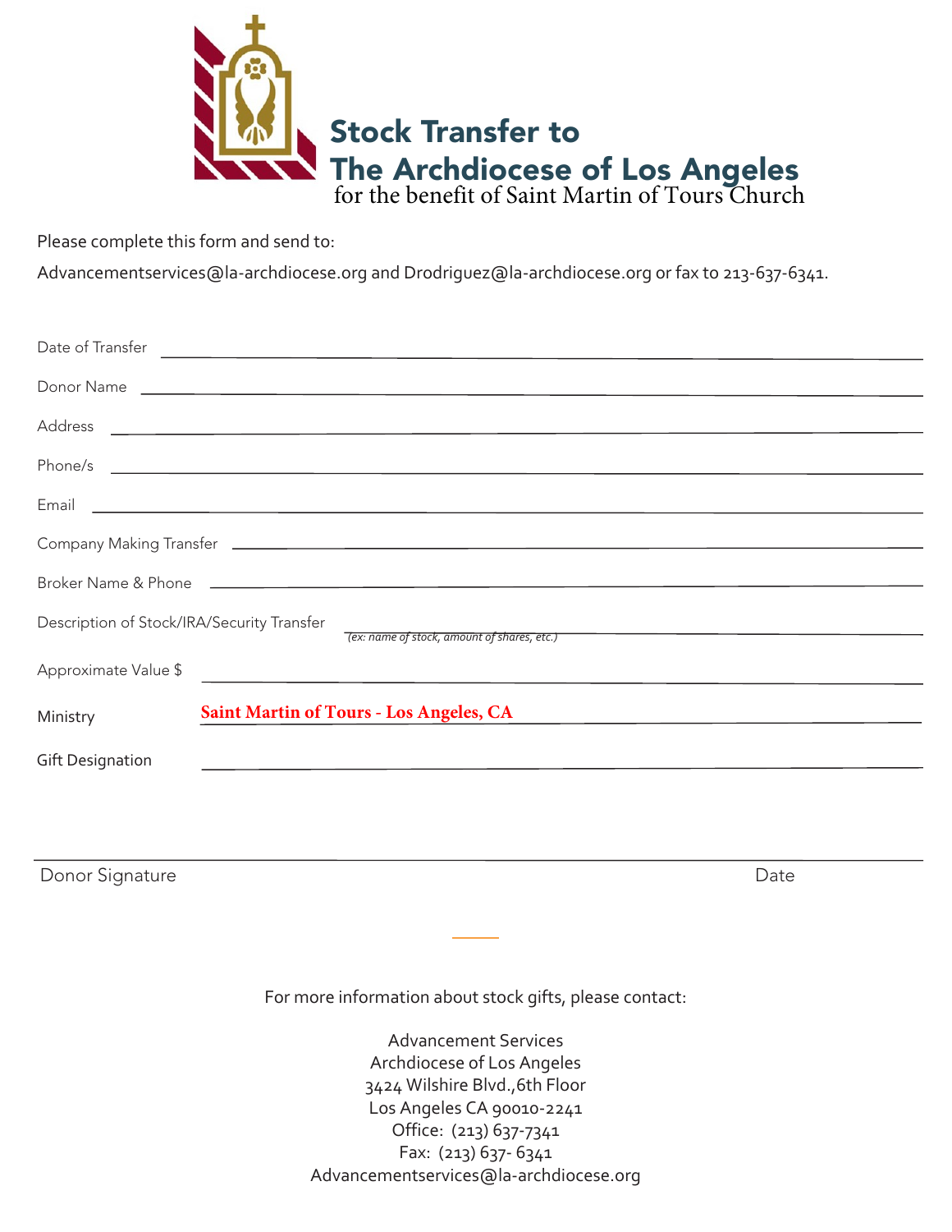# Stock Transfer to The Archdiocese of Los Angeles

for the benefit of Saint Martin of Tours Church

Please complete this form and send to:

Advancementservices@la-archdiocese.org and Drodriguez@la-archdiocese.org or fax to 213-637-6341.

Date of Transfer ______________________________

Donor Name ______________________________

Address ______________________________

Phone/s ______________________________

Email ______________________________

Company Making Transfer ______________________________

Broker Name & Phone ______________________________

Description of Stock/IRA/Security Transfer ______________________________
*(ex: name of stock, amount of shares, etc.)*

Approximate Value $ ______________________________

Ministry **Saint Martin of Tours - Los Angeles, CA**

Gift Designation ______________________________

______________________________

Donor Signature Date

For more information about stock gifts, please contact:

Advancement Services
Archdiocese of Los Angeles
3424 Wilshire Blvd.,6th Floor
Los Angeles CA 90010-2241
Office: (213) 637-7341
Fax: (213) 637- 6341
Advancementservices@la-archdiocese.org